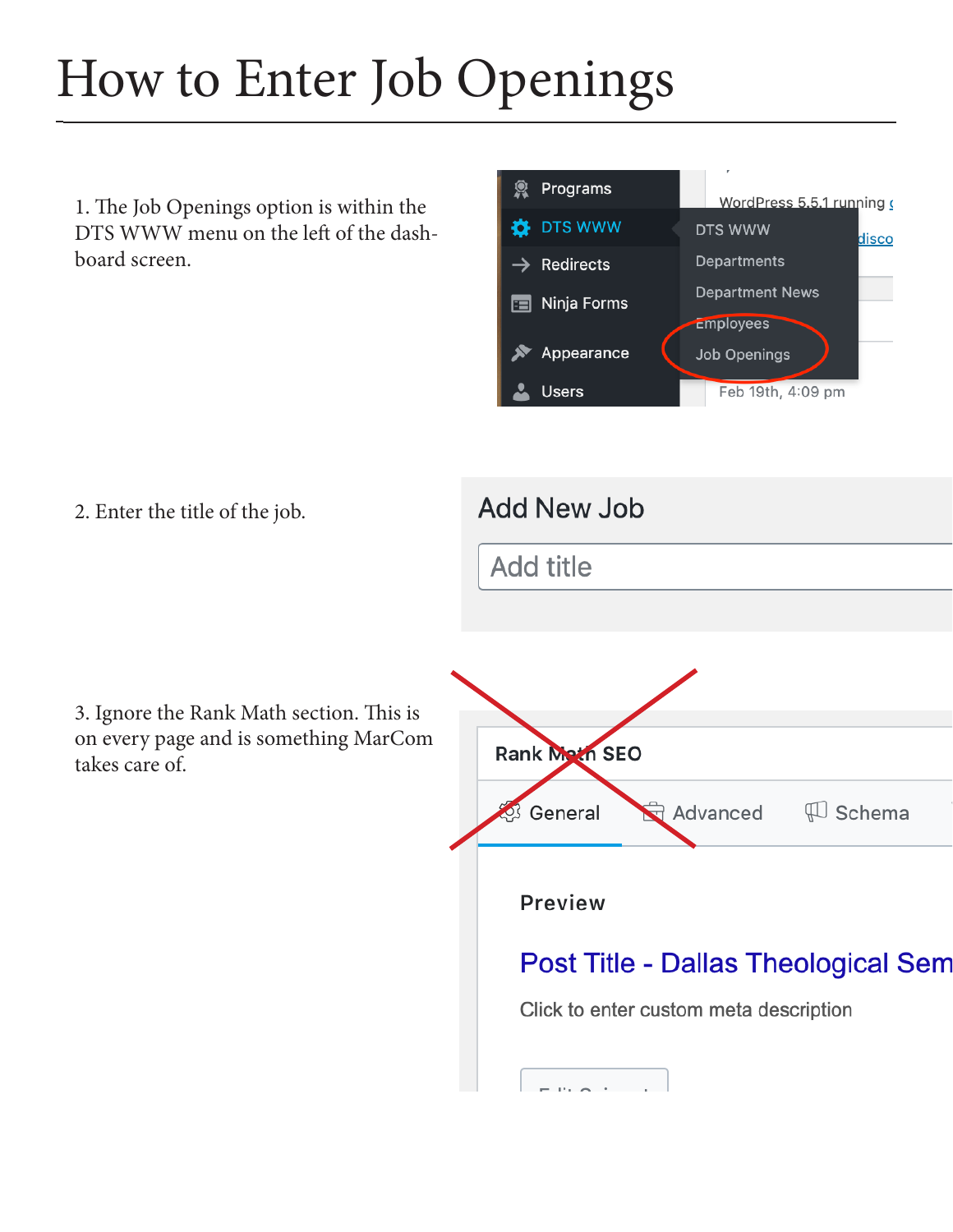# How to Enter Job Openings

1. The Job Openings option is within the DTS WWW menu on the left of the dashboard screen.

2. Enter the title of the job.

3. Ignore the Rank Math section. This is on every page and is something MarCom takes care of.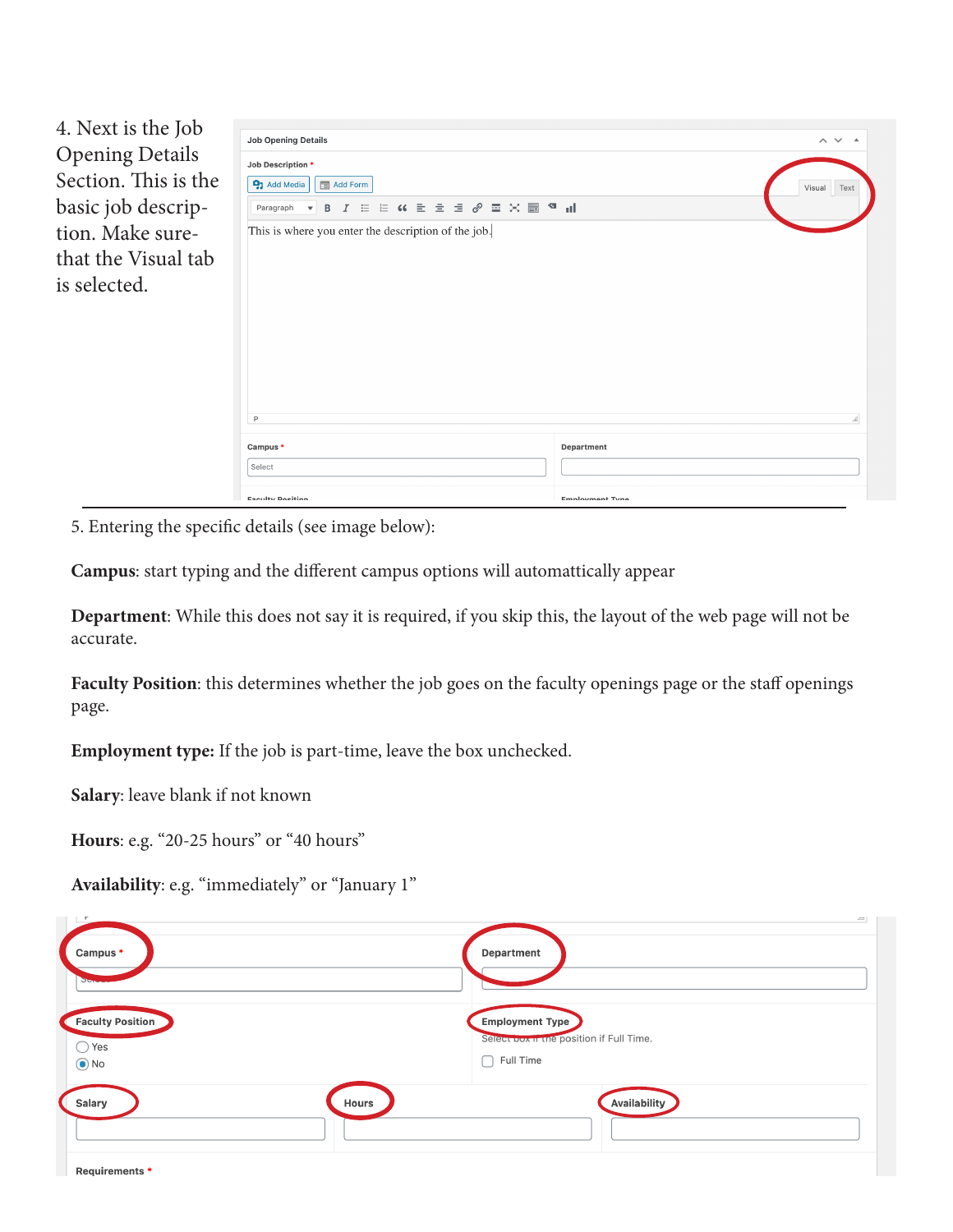4. Next is the Job Opening Details Section. This is the basic job description. Make sure that the Visual tab is selected.

5. Entering the specific details (see image below):

**Campus**: start typing and the different campus options will automattically appear

**Department**: While this does not say it is required, if you skip this, the layout of the web page will not be accurate.

**Faculty Position**: this determines whether the job goes on the faculty openings page or the staff openings page.

**Employment type:** If the job is part-time, leave the box unchecked.

**Salary**: leave blank if not known

**Hours**: e.g. "20-25 hours" or "40 hours"

**Availability**: e.g. "immediately" or "January 1"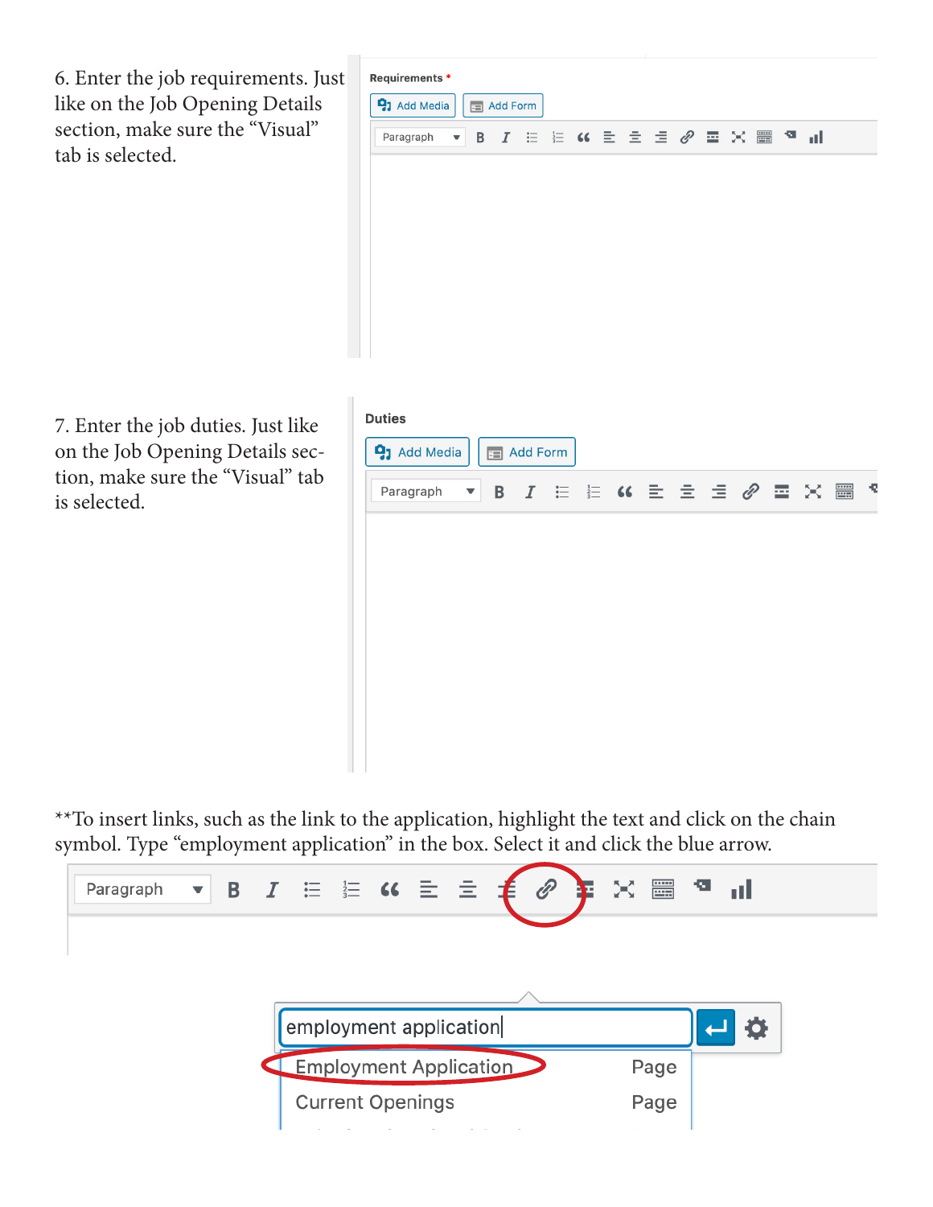6. Enter the job requirements. Just like on the Job Opening Details section, make sure the "Visual" tab is selected.

Requirements *

Add Media Add Form

Paragraph

7. Enter the job duties. Just like on the Job Opening Details section, make sure the "Visual" tab is selected.

Duties

Add Media Add Form

Paragraph

**To insert links, such as the link to the application, highlight the text and click on the chain symbol. Type "employment application" in the box. Select it and click the blue arrow.

Paragraph

employment application

Employment Application Page

Current Openings Page